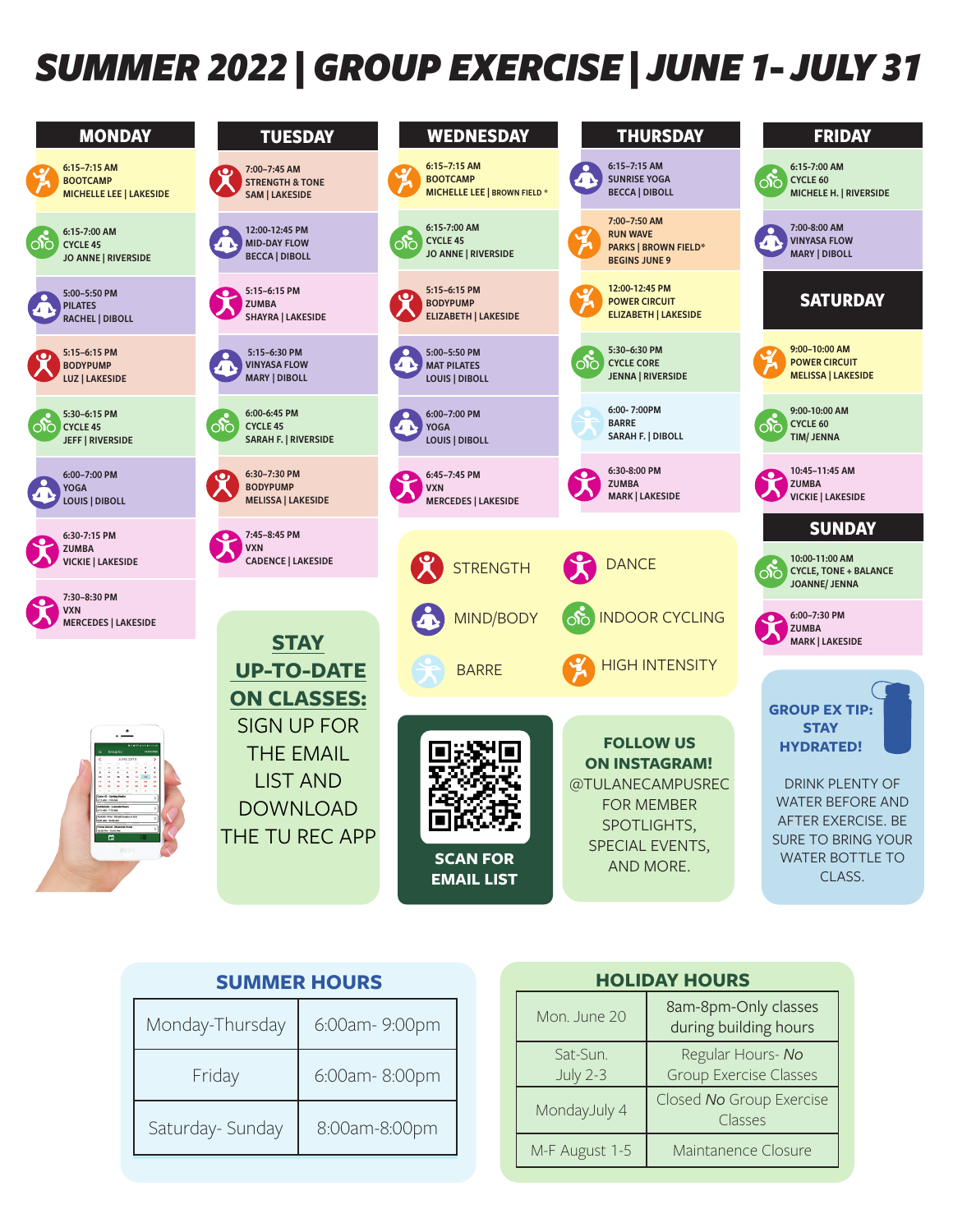# SUMMER 2022 | GROUP EXERCISE | JUNE 1- JULY 31

## MONDAY

- **6:15–7:15 AM** BOOTCAMP — MICHELLE LEE | LAKESIDE
- **6:15–7:00 AM** CYCLE 45 — JO ANNE | RIVERSIDE
- **5:00–5:50 PM** PILATES — RACHEL | DIBOLL
- **5:15–6:15 PM** BODYPUMP — LUZ | LAKESIDE
- **5:30–6:15 PM** CYCLE 45 — JEFF | RIVERSIDE
- **6:00–7:00 PM** YOGA — LOUIS | DIBOLL
- **6:30–7:15 PM** ZUMBA — VICKIE | LAKESIDE
- **7:30–8:30 PM** VXN — MERCEDES | LAKESIDE

## TUESDAY

- **7:00–7:45 AM** STRENGTH & TONE — SAM | LAKESIDE
- **12:00-12:45 PM** MID-DAY FLOW — BECCA | DIBOLL
- **5:15–6:15 PM** ZUMBA — SHAYRA | LAKESIDE
- **5:15–6:30 PM** VINYASA FLOW — MARY | DIBOLL
- **6:00-6:45 PM** CYCLE 45 — SARAH F. | RIVERSIDE
- **6:30–7:30 PM** BODYPUMP — MELISSA | LAKESIDE
- **7:45–8:45 PM** VXN — CADENCE | LAKESIDE

## WEDNESDAY

- **6:15–7:15 AM** BOOTCAMP — MICHELLE LEE | BROWN FIELD *
- **6:15-7:00 AM** CYCLE 45 — JO ANNE | RIVERSIDE
- **5:15–6:15 PM** BODYPUMP — ELIZABETH | LAKESIDE
- **5:00–5:50 PM** MAT PILATES — LOUIS | DIBOLL
- **6:00–7:00 PM** YOGA — LOUIS | DIBOLL
- **6:45–7:45 PM** VXN — MERCEDES | LAKESIDE

## THURSDAY

- **6:15–7:15 AM** SUNRISE YOGA — BECCA | DIBOLL
- **7:00–7:50 AM** RUN WAVE — PARKS | BROWN FIELD* — BEGINS JUNE 9
- **12:00-12:45 PM** POWER CIRCUIT — ELIZABETH | LAKESIDE
- **5:30–6:30 PM** CYCLE CORE — JENNA | RIVERSIDE
- **6:00- 7:00PM** BARRE — SARAH F. | DIBOLL
- **6:30-8:00 PM** ZUMBA — MARK | LAKESIDE

## FRIDAY

- **6:15-7:00 AM** CYCLE 60 — MICHELE H. | RIVERSIDE
- **7:00-8:00 AM** VINYASA FLOW — MARY | DIBOLL

## SATURDAY

- **9:00–10:00 AM** POWER CIRCUIT — MELISSA | LAKESIDE
- **9:00-10:00 AM** CYCLE 60 — TIM/ JENNA
- **10:45–11:45 AM** ZUMBA — VICKIE | LAKESIDE

## SUNDAY

- **10:00-11:00 AM** CYCLE, TONE + BALANCE — JOANNE/ JENNA
- **6:00–7:30 PM** ZUMBA — MARK | LAKESIDE

**Legend:** STRENGTH · DANCE · MIND/BODY · INDOOR CYCLING · BARRE · HIGH INTENSITY

**STAY UP-TO-DATE ON CLASSES:** SIGN UP FOR THE EMAIL LIST AND DOWNLOAD THE TU REC APP

**SCAN FOR EMAIL LIST**

**FOLLOW US ON INSTAGRAM!** @TULANECAMPUSREC FOR MEMBER SPOTLIGHTS, SPECIAL EVENTS, AND MORE.

**GROUP EX TIP: STAY HYDRATED!** DRINK PLENTY OF WATER BEFORE AND AFTER EXERCISE. BE SURE TO BRING YOUR WATER BOTTLE TO CLASS.

## SUMMER HOURS

| Day | Hours |
|---|---|
| Monday-Thursday | 6:00am- 9:00pm |
| Friday | 6:00am- 8:00pm |
| Saturday- Sunday | 8:00am-8:00pm |

## HOLIDAY HOURS

| Date | Hours |
|---|---|
| Mon. June 20 | 8am-8pm-Only classes during building hours |
| Sat-Sun. July 2-3 | Regular Hours- *No* Group Exercise Classes |
| MondayJuly 4 | Closed *No* Group Exercise Classes |
| M-F August 1-5 | Maintanence Closure |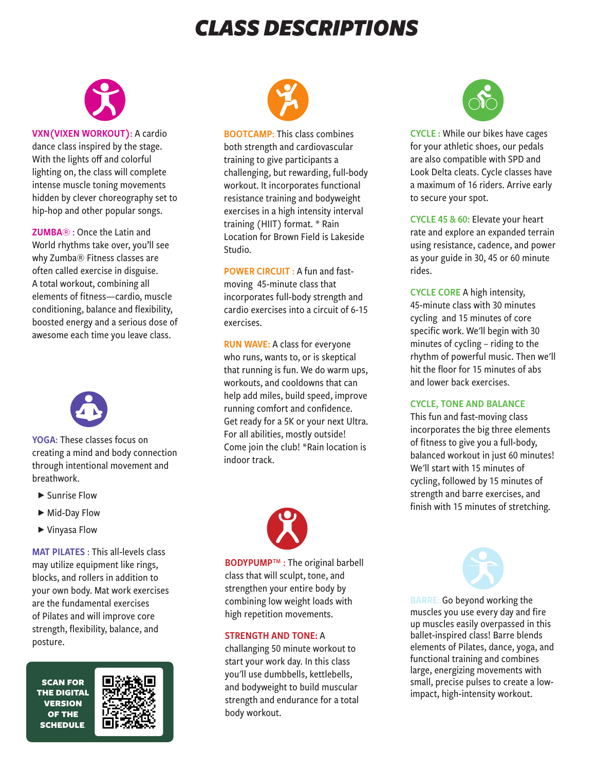# CLASS DESCRIPTIONS

**VXN (VIXEN WORKOUT):** A cardio dance class inspired by the stage. With the lights off and colorful lighting on, the class will complete intense muscle toning movements hidden by clever choreography set to hip-hop and other popular songs.

**ZUMBA® :** Once the Latin and World rhythms take over, you'll see why Zumba® Fitness classes are often called exercise in disguise. A total workout, combining all elements of fitness—cardio, muscle conditioning, balance and flexibility, boosted energy and a serious dose of awesome each time you leave class.

**YOGA:** These classes focus on creating a mind and body connection through intentional movement and breathwork.

- Sunrise Flow
- Mid-Day Flow
- Vinyasa Flow

**MAT PILATES :** This all-levels class may utilize equipment like rings, blocks, and rollers in addition to your own body. Mat work exercises are the fundamental exercises of Pilates and will improve core strength, flexibility, balance, and posture.

**SCAN FOR THE DIGITAL VERSION OF THE SCHEDULE.**

**BOOTCAMP:** This class combines both strength and cardiovascular training to give participants a challenging, but rewarding, full-body workout. It incorporates functional resistance training and bodyweight exercises in a high intensity interval training (HIIT) format. * Rain Location for Brown Field is Lakeside Studio.

**POWER CIRCUIT :** A fun and fast-moving 45-minute class that incorporates full-body strength and cardio exercises into a circuit of 6-15 exercises.

**RUN WAVE:** A class for everyone who runs, wants to, or is skeptical that running is fun. We do warm ups, workouts, and cooldowns that can help add miles, build speed, improve running comfort and confidence. Get ready for a 5K or your next Ultra. For all abilities, mostly outside! Come join the club! *Rain location is indoor track.

**BODYPUMP™ :** The original barbell class that will sculpt, tone, and strengthen your entire body by combining low weight loads with high repetition movements.

**STRENGTH AND TONE:** A challanging 50 minute workout to start your work day. In this class you'll use dumbbells, kettlebells, and bodyweight to build muscular strength and endurance for a total body workout.

**CYCLE :** While our bikes have cages for your athletic shoes, our pedals are also compatible with SPD and Look Delta cleats. Cycle classes have a maximum of 16 riders. Arrive early to secure your spot.

**CYCLE 45 & 60:** Elevate your heart rate and explore an expanded terrain using resistance, cadence, and power as your guide in 30, 45 or 60 minute rides.

**CYCLE CORE** A high intensity, 45-minute class with 30 minutes cycling and 15 minutes of core specific work. We'll begin with 30 minutes of cycling – riding to the rhythm of powerful music. Then we'll hit the floor for 15 minutes of abs and lower back exercises.

**CYCLE, TONE AND BALANCE**
This fun and fast-moving class incorporates the big three elements of fitness to give you a full-body, balanced workout in just 60 minutes! We'll start with 15 minutes of cycling, followed by 15 minutes of strength and barre exercises, and finish with 15 minutes of stretching.

**BARRE:** Go beyond working the muscles you use every day and fire up muscles easily overpassed in this ballet-inspired class! Barre blends elements of Pilates, dance, yoga, and functional training and combines large, energizing movements with small, precise pulses to create a low-impact, high-intensity workout.